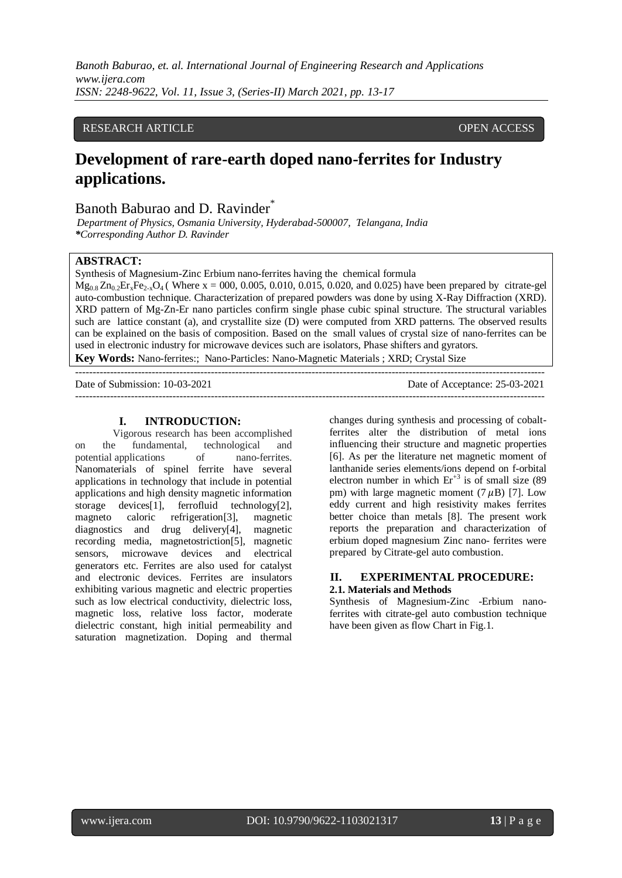RESEARCH ARTICLE OPEN ACCESS

# Development of rare-earth doped nano-ferrites for Industry applications.

Banoth Baburao and D. Ravinder*

*Department of Physics, Osmania University, Hyderabad-500007, Telangana, India*
***Corresponding Author D. Ravinder**

**ABSTRACT:**

Synthesis of Magnesium-Zinc Erbium nano-ferrites having the chemical formula $Mg_{0.8}Zn_{0.2}Er_xFe_{2-x}O_4$ ( Where x = 000, 0.005, 0.010, 0.015, 0.020, and 0.025) have been prepared by citrate-gel auto-combustion technique. Characterization of prepared powders was done by using X-Ray Diffraction (XRD). XRD pattern of Mg-Zn-Er nano particles confirm single phase cubic spinal structure. The structural variables such are lattice constant (a), and crystallite size (D) were computed from XRD patterns. The observed results can be explained on the basis of composition. Based on the small values of crystal size of nano-ferrites can be used in electronic industry for microwave devices such are isolators, Phase shifters and gyrators.

**Key Words:** Nano-ferrites:; Nano-Particles: Nano-Magnetic Materials ; XRD; Crystal Size

Date of Submission: 10-03-2021 Date of Acceptance: 25-03-2021

## I. INTRODUCTION:

Vigorous research has been accomplished on the fundamental, technological and potential applications of nano-ferrites. Nanomaterials of spinel ferrite have several applications in technology that include in potential applications and high density magnetic information storage devices[1], ferrofluid technology[2], magneto caloric refrigeration[3], magnetic diagnostics and drug delivery[4], magnetic recording media, magnetostriction[5], magnetic sensors, microwave devices and electrical generators etc. Ferrites are also used for catalyst and electronic devices. Ferrites are insulators exhibiting various magnetic and electric properties such as low electrical conductivity, dielectric loss, magnetic loss, relative loss factor, moderate dielectric constant, high initial permeability and saturation magnetization. Doping and thermal changes during synthesis and processing of cobalt-ferrites alter the distribution of metal ions influencing their structure and magnetic properties [6]. As per the literature net magnetic moment of lanthanide series elements/ions depend on f-orbital electron number in which $Er^{+3}$ is of small size (89 pm) with large magnetic moment (7 $\mu$B) [7]. Low eddy current and high resistivity makes ferrites better choice than metals [8]. The present work reports the preparation and characterization of erbium doped magnesium Zinc nano- ferrites were prepared by Citrate-gel auto combustion.

## II. EXPERIMENTAL PROCEDURE:

### 2.1. Materials and Methods

Synthesis of Magnesium-Zinc -Erbium nano-ferrites with citrate-gel auto combustion technique have been given as flow Chart in Fig.1.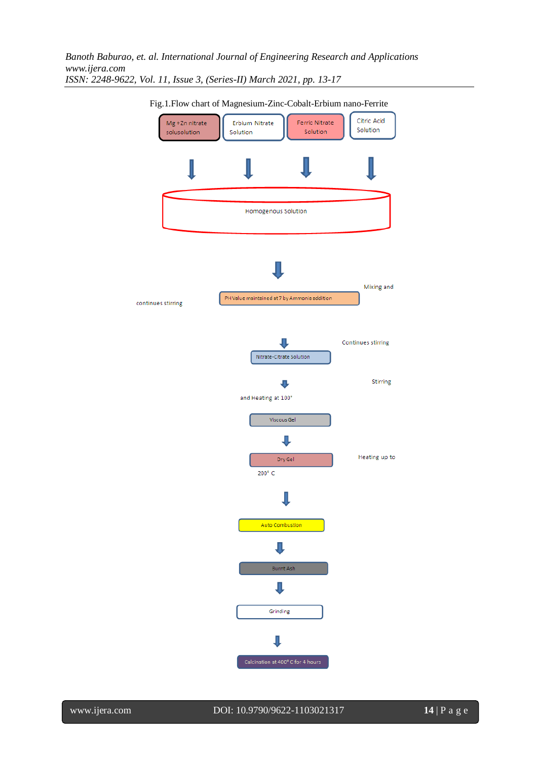Fig.1.Flow chart of Magnesium-Zinc-Cobalt-Erbium nano-Ferrite

Mg +Zn nitrate solusolution

Erbium Nitrate Solution

Ferric Nitrate Solution

Citric Acid Solution

Homogenous Solution

Mixing and

continues stirring

PH Value maintained at 7 by Ammonia addition

Continues stirring

Nitrate-Citrate Solution

Stirring

and Heating at 100°

Viscous Gel

Dry Gel

Heating up to

200° C

Auto Combustion

Burnt Ash

Grinding

Calcination at 400° C for 4 hours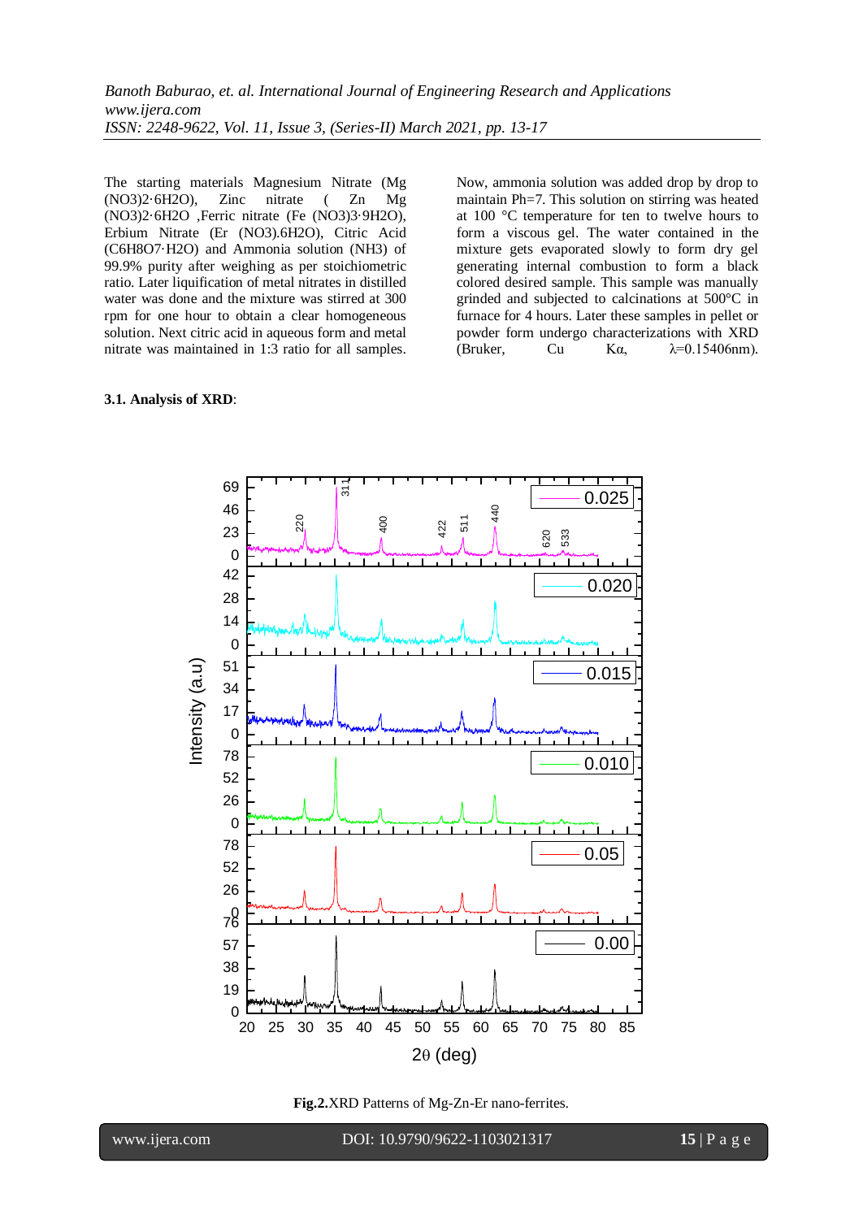The starting materials Magnesium Nitrate (Mg $(NO_3)_2·6H_2O$), Zinc nitrate ( Zn Mg $(NO_3)_2·6H_2O$ ,Ferric nitrate (Fe $(NO_3)_3·9H_2O$), Erbium Nitrate (Er $(NO_3).6H_2O$), Citric Acid ($C_6H_8O_7·H_2O$) and Ammonia solution ($NH_3$) of 99.9% purity after weighing as per stoichiometric ratio. Later liquification of metal nitrates in distilled water was done and the mixture was stirred at 300 rpm for one hour to obtain a clear homogeneous solution. Next citric acid in aqueous form and metal nitrate was maintained in 1:3 ratio for all samples. Now, ammonia solution was added drop by drop to maintain Ph=7. This solution on stirring was heated at 100 °C temperature for ten to twelve hours to form a viscous gel. The water contained in the mixture gets evaporated slowly to form dry gel generating internal combustion to form a black colored desired sample. This sample was manually grinded and subjected to calcinations at 500°C in furnace for 4 hours. Later these samples in pellet or powder form undergo characterizations with XRD (Bruker, Cu Kα, λ=0.15406nm).

**3.1. Analysis of XRD**:

**Fig.2.**XRD Patterns of Mg-Zn-Er nano-ferrites.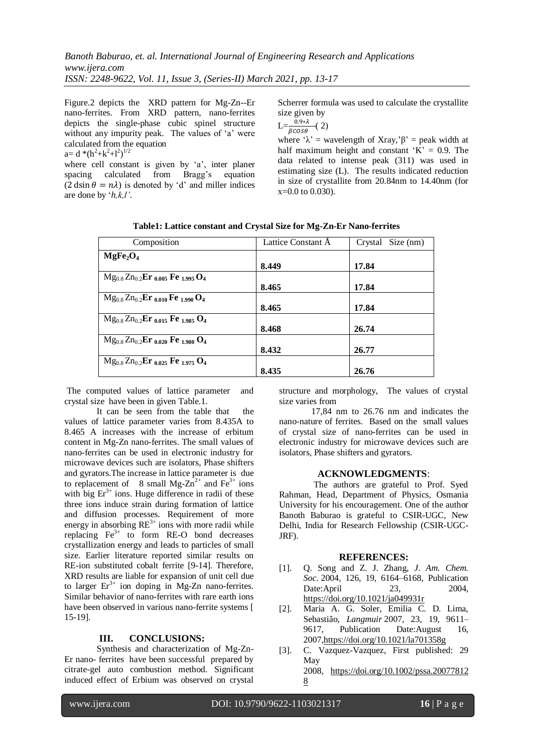Figure.2 depicts the XRD pattern for Mg-Zn--Er nano-ferrites. From XRD pattern, nano-ferrites depicts the single-phase cubic spinel structure without any impurity peak. The values of 'a' were calculated from the equation

$a = d * (h^2+k^2+l^2)^{1/2}$

where cell constant is given by 'a', inter planer spacing calculated from Bragg's equation ($2 d\sin\theta = n\lambda$) is denoted by 'd' and miller indices are done by '*h,k,l'*.

Scherrer formula was used to calculate the crystallite size given by

$L = \frac{0.9 * \lambda}{\beta cos\theta}$ ( 2)

where 'λ' = wavelength of Xray,'β' = peak width at half maximum height and constant 'K' = 0.9. The data related to intense peak (311) was used in estimating size (L). The results indicated reduction in size of crystallite from 20.84nm to 14.40nm (for x=0.0 to 0.030).

**Table1: Lattice constant and Crystal Size for Mg-Zn-Er Nano-ferrites**

| Composition | Lattice Constant Å | Crystal Size (nm) |
|---|---|---|
| $MgFe_2O_4$ | **8.449** | **17.84** |
| $Mg_{0.8}Zn_{0.2}Er_{0.005}Fe_{1.995}O_4$ | **8.465** | **17.84** |
| $Mg_{0.8}Zn_{0.2}Er_{0.010}Fe_{1.990}O_4$ | **8.465** | **17.84** |
| $Mg_{0.8}Zn_{0.2}Er_{0.015}Fe_{1.985}O_4$ | **8.468** | **26.74** |
| $Mg_{0.8}Zn_{0.2}Er_{0.020}Fe_{1.980}O_4$ | **8.432** | **26.77** |
| $Mg_{0.8}Zn_{0.2}Er_{0.025}Fe_{1.975}O_4$ | **8.435** | **26.76** |

The computed values of lattice parameter and crystal size have been in given Table.1.

It can be seen from the table that the values of lattice parameter varies from 8.435A to 8.465 A increases with the increase of erbitum content in Mg-Zn nano-ferrites. The small values of nano-ferrites can be used in electronic industry for microwave devices such are isolators, Phase shifters and gyrators.The increase in lattice parameter is due to replacement of 8 small $Mg\text{-}Zn^{2+}$ and $Fe^{3+}$ ions with big $Er^{3+}$ ions. Huge difference in radii of these three ions induce strain during formation of lattice and diffusion processes. Requirement of more energy in absorbing $RE^{3+}$ ions with more radii while replacing $Fe^{3+}$ to form RE-O bond decreases crystallization energy and leads to particles of small size. Earlier literature reported similar results on RE-ion substituted cobalt ferrite [9-14]. Therefore, XRD results are liable for expansion of unit cell due to larger $Er^{3+}$ ion doping in Mg-Zn nano-ferrites. Similar behavior of nano-ferrites with rare earth ions have been observed in various nano-ferrite systems [ 15-19].

## III. CONCLUSIONS:

Synthesis and characterization of Mg-Zn-Er nano- ferrites have been successful prepared by citrate-gel auto combustion method. Significant induced effect of Erbium was observed on crystal structure and morphology, The values of crystal size varies from

17,84 nm to 26.76 nm and indicates the nano-nature of ferrites. Based on the small values of crystal size of nano-ferrites can be used in electronic industry for microwave devices such are isolators, Phase shifters and gyrators.

## ACKNOWLEDGMENTS:

The authors are grateful to Prof. Syed Rahman, Head, Department of Physics, Osmania University for his encouragement. One of the author Banoth Baburao is grateful to CSIR-UGC, New Delhi, India for Research Fellowship (CSIR-UGC-JRF).

## REFERENCES:

[1]. Q. Song and Z. J. Zhang, *J. Am. Chem. Soc.* 2004, 126, 19, 6164–6168, Publication Date:April 23, 2004, https://doi.org/10.1021/ja049931r

[2]. Maria A. G. Soler, Emilia C. D. Lima, Sebastião, *Langmuir* 2007, 23, 19, 9611–9617, Publication Date:August 16, 2007,https://doi.org/10.1021/la701358g

[3]. C. Vazquez-Vazquez, First published: 29 May 2008, https://doi.org/10.1002/pssa.200778128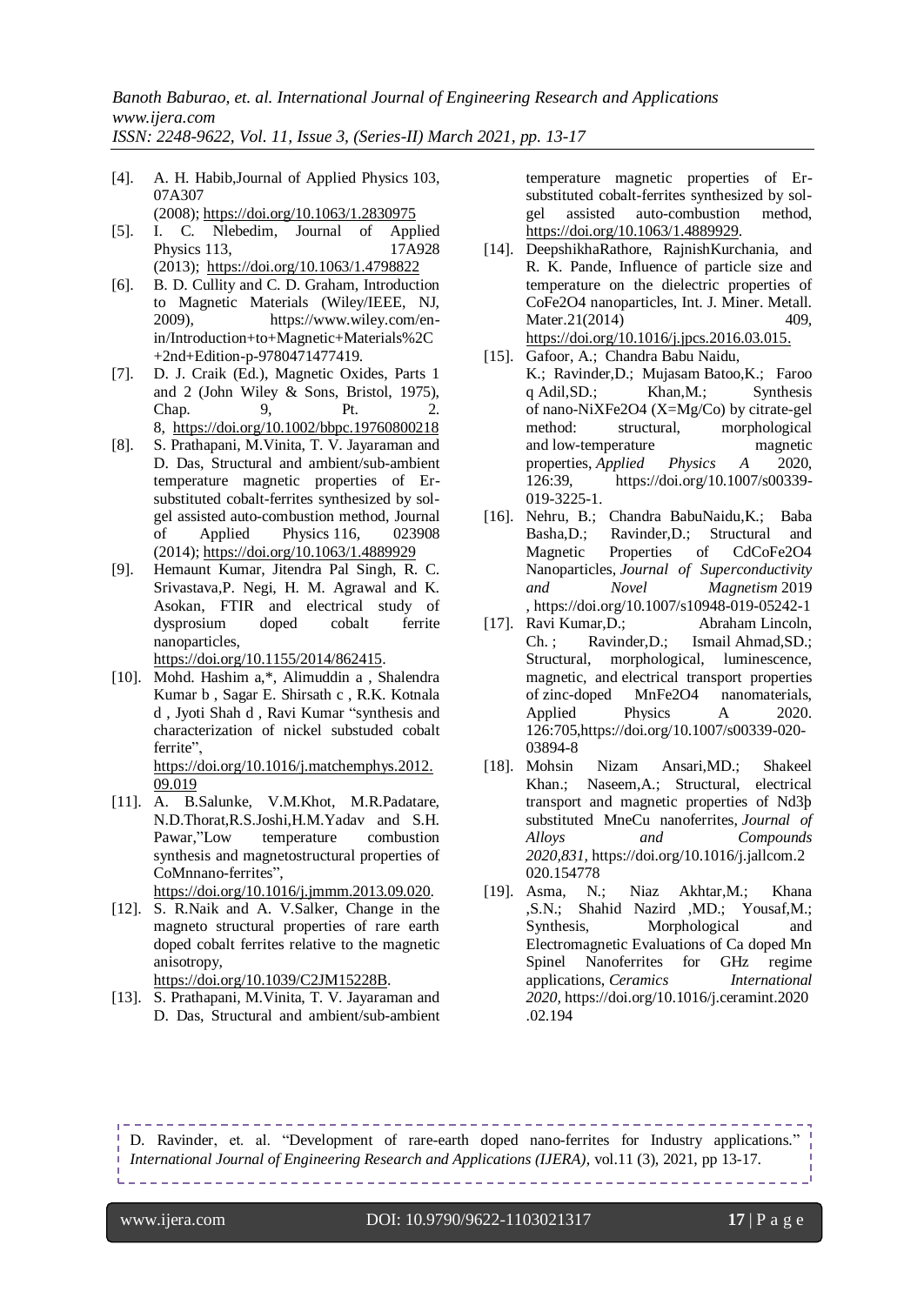[4]. A. H. Habib,Journal of Applied Physics 103, 07A307 (2008); https://doi.org/10.1063/1.2830975

[5]. I. C. Nlebedim, Journal of Applied Physics 113, 17A928 (2013); https://doi.org/10.1063/1.4798822

[6]. B. D. Cullity and C. D. Graham, Introduction to Magnetic Materials (Wiley/IEEE, NJ, 2009), https://www.wiley.com/en-in/Introduction+to+Magnetic+Materials%2C+2nd+Edition-p-9780471477419.

[7]. D. J. Craik (Ed.), Magnetic Oxides, Parts 1 and 2 (John Wiley & Sons, Bristol, 1975), Chap. 9, Pt. 2. 8, https://doi.org/10.1002/bbpc.19760800218

[8]. S. Prathapani, M.Vinita, T. V. Jayaraman and D. Das, Structural and ambient/sub-ambient temperature magnetic properties of Er-substituted cobalt-ferrites synthesized by sol-gel assisted auto-combustion method, Journal of Applied Physics 116, 023908 (2014); https://doi.org/10.1063/1.4889929

[9]. Hemaunt Kumar, Jitendra Pal Singh, R. C. Srivastava,P. Negi, H. M. Agrawal and K. Asokan, FTIR and electrical study of dysprosium doped cobalt ferrite nanoparticles, https://doi.org/10.1155/2014/862415.

[10]. Mohd. Hashim a,*, Alimuddin a , Shalendra Kumar b , Sagar E. Shirsath c , R.K. Kotnala d , Jyoti Shah d , Ravi Kumar "synthesis and characterization of nickel substuded cobalt ferrite", https://doi.org/10.1016/j.matchemphys.2012.09.019

[11]. A. B.Salunke, V.M.Khot, M.R.Padatare, N.D.Thorat,R.S.Joshi,H.M.Yadav and S.H. Pawar,"Low temperature combustion synthesis and magnetostructural properties of CoMnnano-ferrites", https://doi.org/10.1016/j.jmmm.2013.09.020.

[12]. S. R.Naik and A. V.Salker, Change in the magneto structural properties of rare earth doped cobalt ferrites relative to the magnetic anisotropy, https://doi.org/10.1039/C2JM15228B.

[13]. S. Prathapani, M.Vinita, T. V. Jayaraman and D. Das, Structural and ambient/sub-ambient temperature magnetic properties of Er-substituted cobalt-ferrites synthesized by sol-gel assisted auto-combustion method, https://doi.org/10.1063/1.4889929.

[14]. DeepshikhaRathore, RajnishKurchania, and R. K. Pande, Influence of particle size and temperature on the dielectric properties of $CoFe_2O_4$ nanoparticles, Int. J. Miner. Metall. Mater.21(2014) 409, https://doi.org/10.1016/j.jpcs.2016.03.015.

[15]. Gafoor, A.; Chandra Babu Naidu, K.; Ravinder,D.; Mujasam Batoo,K.; Farooq Adil,SD.; Khan,M.; Synthesis of nano-$NiXFe_2O_4$ (X=Mg/Co) by citrate-gel method: structural, morphological and low-temperature magnetic properties, *Applied Physics A* 2020, 126:39, https://doi.org/10.1007/s00339-019-3225-1.

[16]. Nehru, B.; Chandra BabuNaidu,K.; Baba Basha,D.; Ravinder,D.; Structural and Magnetic Properties of $CdCoFe_2O_4$ Nanoparticles, *Journal of Superconductivity and Novel Magnetism* 2019 , https://doi.org/10.1007/s10948-019-05242-1

[17]. Ravi Kumar,D.; Abraham Lincoln, Ch. ; Ravinder,D.; Ismail Ahmad,SD.; Structural, morphological, luminescence, magnetic, and electrical transport properties of zinc-doped $MnFe_2O_4$ nanomaterials, Applied Physics A 2020. 126:705,https://doi.org/10.1007/s00339-020-03894-8

[18]. Mohsin Nizam Ansari,MD.; Shakeel Khan.; Naseem,A.; Structural, electrical transport and magnetic properties of Nd3þ substituted MneCu nanoferrites, *Journal of Alloys and Compounds 2020,831,* https://doi.org/10.1016/j.jallcom.2020.154778

[19]. Asma, N.; Niaz Akhtar,M.; Khana ,S.N.; Shahid Nazird ,MD.; Yousaf,M.; Synthesis, Morphological and Electromagnetic Evaluations of Ca doped Mn Spinel Nanoferrites for GHz regime applications, *Ceramics International 2020,* https://doi.org/10.1016/j.ceramint.2020.02.194

D. Ravinder, et. al. "Development of rare-earth doped nano-ferrites for Industry applications." *International Journal of Engineering Research and Applications (IJERA)*, vol.11 (3), 2021, pp 13-17.